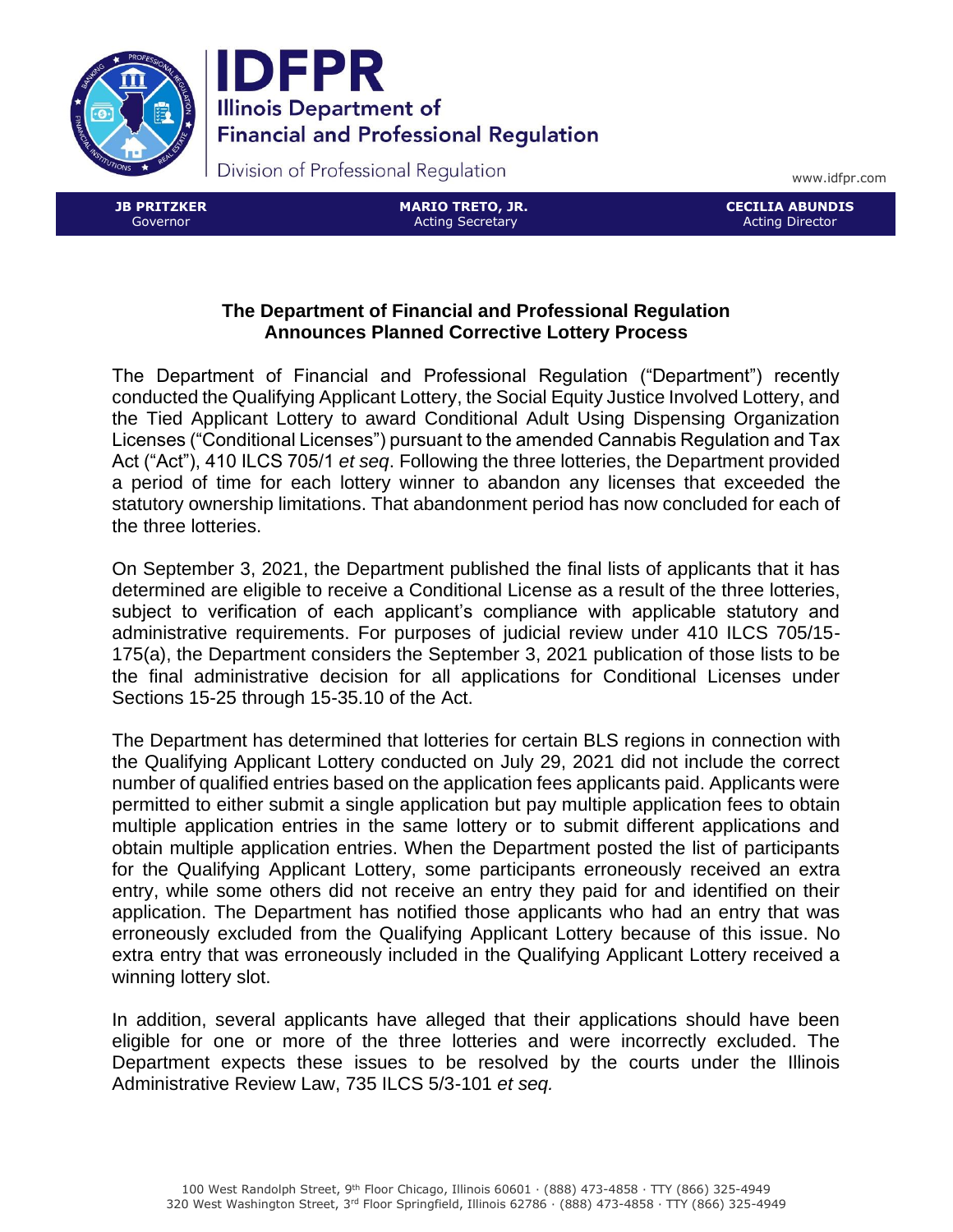**IDFPR**
**Illinois Department of Financial and Professional Regulation**
Division of Professional Regulation

www.idfpr.com

| **JB PRITZKER** Governor | **MARIO TRETO, JR.** Acting Secretary | **CECILIA ABUNDIS** Acting Director |
| --- | --- | --- |

## The Department of Financial and Professional Regulation Announces Planned Corrective Lottery Process

The Department of Financial and Professional Regulation ("Department") recently conducted the Qualifying Applicant Lottery, the Social Equity Justice Involved Lottery, and the Tied Applicant Lottery to award Conditional Adult Using Dispensing Organization Licenses ("Conditional Licenses") pursuant to the amended Cannabis Regulation and Tax Act ("Act"), 410 ILCS 705/1 *et seq*. Following the three lotteries, the Department provided a period of time for each lottery winner to abandon any licenses that exceeded the statutory ownership limitations. That abandonment period has now concluded for each of the three lotteries.

On September 3, 2021, the Department published the final lists of applicants that it has determined are eligible to receive a Conditional License as a result of the three lotteries, subject to verification of each applicant's compliance with applicable statutory and administrative requirements. For purposes of judicial review under 410 ILCS 705/15-175(a), the Department considers the September 3, 2021 publication of those lists to be the final administrative decision for all applications for Conditional Licenses under Sections 15-25 through 15-35.10 of the Act.

The Department has determined that lotteries for certain BLS regions in connection with the Qualifying Applicant Lottery conducted on July 29, 2021 did not include the correct number of qualified entries based on the application fees applicants paid. Applicants were permitted to either submit a single application but pay multiple application fees to obtain multiple application entries in the same lottery or to submit different applications and obtain multiple application entries. When the Department posted the list of participants for the Qualifying Applicant Lottery, some participants erroneously received an extra entry, while some others did not receive an entry they paid for and identified on their application. The Department has notified those applicants who had an entry that was erroneously excluded from the Qualifying Applicant Lottery because of this issue. No extra entry that was erroneously included in the Qualifying Applicant Lottery received a winning lottery slot.

In addition, several applicants have alleged that their applications should have been eligible for one or more of the three lotteries and were incorrectly excluded. The Department expects these issues to be resolved by the courts under the Illinois Administrative Review Law, 735 ILCS 5/3-101 *et seq.*

100 West Randolph Street, 9th Floor Chicago, Illinois 60601 · (888) 473-4858 · TTY (866) 325-4949
320 West Washington Street, 3rd Floor Springfield, Illinois 62786 · (888) 473-4858 · TTY (866) 325-4949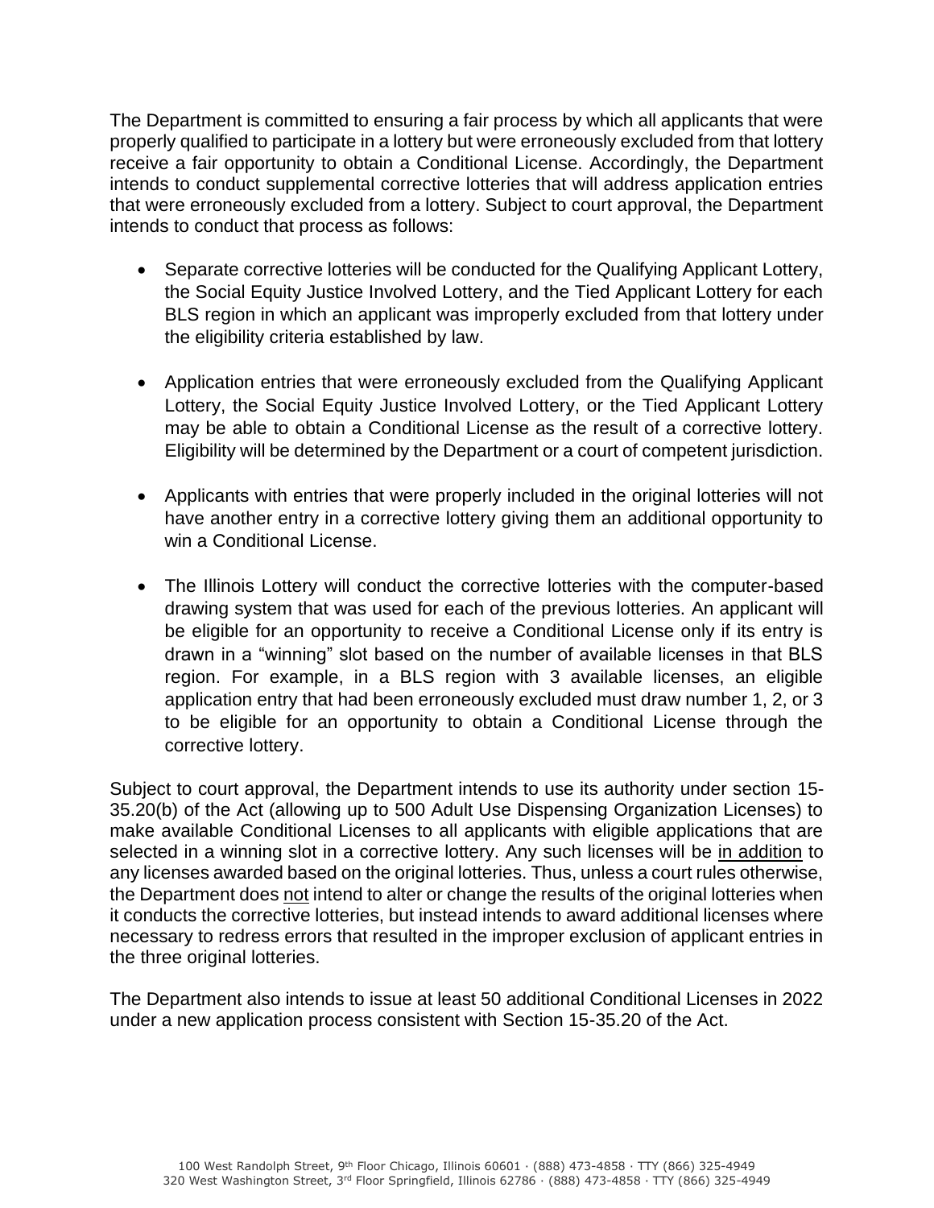The Department is committed to ensuring a fair process by which all applicants that were properly qualified to participate in a lottery but were erroneously excluded from that lottery receive a fair opportunity to obtain a Conditional License. Accordingly, the Department intends to conduct supplemental corrective lotteries that will address application entries that were erroneously excluded from a lottery. Subject to court approval, the Department intends to conduct that process as follows:

- Separate corrective lotteries will be conducted for the Qualifying Applicant Lottery, the Social Equity Justice Involved Lottery, and the Tied Applicant Lottery for each BLS region in which an applicant was improperly excluded from that lottery under the eligibility criteria established by law.

- Application entries that were erroneously excluded from the Qualifying Applicant Lottery, the Social Equity Justice Involved Lottery, or the Tied Applicant Lottery may be able to obtain a Conditional License as the result of a corrective lottery. Eligibility will be determined by the Department or a court of competent jurisdiction.

- Applicants with entries that were properly included in the original lotteries will not have another entry in a corrective lottery giving them an additional opportunity to win a Conditional License.

- The Illinois Lottery will conduct the corrective lotteries with the computer-based drawing system that was used for each of the previous lotteries. An applicant will be eligible for an opportunity to receive a Conditional License only if its entry is drawn in a "winning" slot based on the number of available licenses in that BLS region. For example, in a BLS region with 3 available licenses, an eligible application entry that had been erroneously excluded must draw number 1, 2, or 3 to be eligible for an opportunity to obtain a Conditional License through the corrective lottery.

Subject to court approval, the Department intends to use its authority under section 15-35.20(b) of the Act (allowing up to 500 Adult Use Dispensing Organization Licenses) to make available Conditional Licenses to all applicants with eligible applications that are selected in a winning slot in a corrective lottery. Any such licenses will be <u>in addition</u> to any licenses awarded based on the original lotteries. Thus, unless a court rules otherwise, the Department does <u>not</u> intend to alter or change the results of the original lotteries when it conducts the corrective lotteries, but instead intends to award additional licenses where necessary to redress errors that resulted in the improper exclusion of applicant entries in the three original lotteries.

The Department also intends to issue at least 50 additional Conditional Licenses in 2022 under a new application process consistent with Section 15-35.20 of the Act.